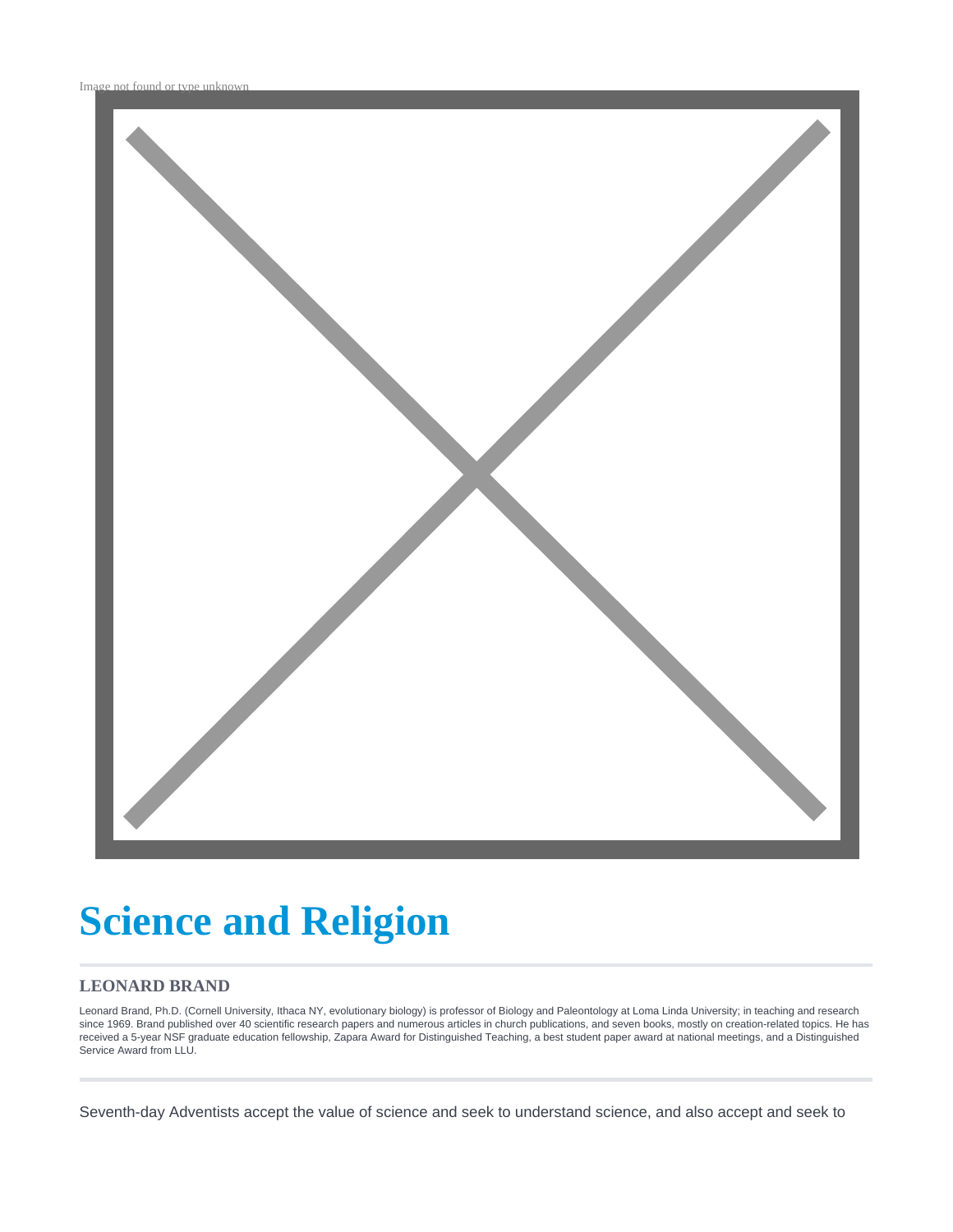Image not found or type unknown

# Science and Religion

### LEONARD BRAND

Leonard Brand, Ph.D. (Cornell University, Ithaca NY, evolutionary biology) is professor of Biology and Paleontology at Loma Linda University; in teaching and research since 1969. Brand published over 40 scientific research papers and numerous articles in church publications, and seven books, mostly on creation-related topics. He has received a 5-year NSF graduate education fellowship, Zapara Award for Distinguished Teaching, a best student paper award at national meetings, and a Distinguished Service Award from LLU.

Seventh-day Adventists accept the value of science and seek to understand science, and also accept and seek to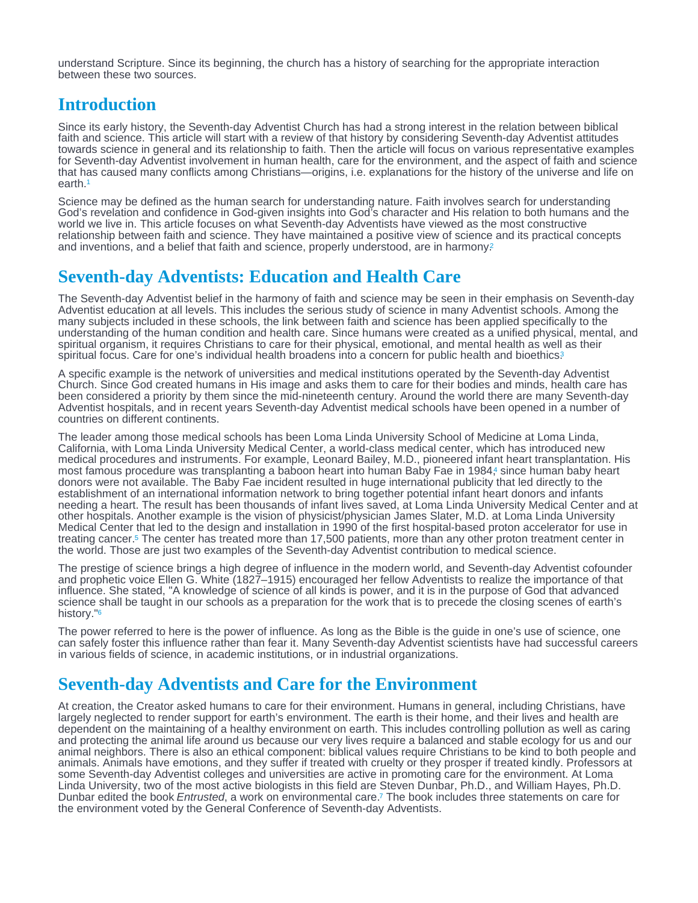understand Scripture. Since its beginning, the church has a history of searching for the appropriate interaction between these two sources.

## Introduction

Since its early history, the Seventh-day Adventist Church has had a strong interest in the relation between biblical faith and science. This article will start with a review of that history by considering Seventh-day Adventist attitudes towards science in general and its relationship to faith. Then the article will focus on various representative examples for Seventh-day Adventist involvement in human health, care for the environment, and the aspect of faith and science that has caused many conflicts among Christians—origins, i.e. explanations for the history of the universe and life on earth.[1]

Science may be defined as the human search for understanding nature. Faith involves search for understanding God's revelation and confidence in God-given insights into God's character and His relation to both humans and the world we live in. This article focuses on what Seventh-day Adventists have viewed as the most constructive relationship between faith and science. They have maintained a positive view of science and its practical concepts and inventions, and a belief that faith and science, properly understood, are in harmony.[2]

## Seventh-day Adventists: Education and Health Care

The Seventh-day Adventist belief in the harmony of faith and science may be seen in their emphasis on Seventh-day Adventist education at all levels. This includes the serious study of science in many Adventist schools. Among the many subjects included in these schools, the link between faith and science has been applied specifically to the understanding of the human condition and health care. Since humans were created as a unified physical, mental, and spiritual organism, it requires Christians to care for their physical, emotional, and mental health as well as their spiritual focus. Care for one's individual health broadens into a concern for public health and bioethics.[3]

A specific example is the network of universities and medical institutions operated by the Seventh-day Adventist Church. Since God created humans in His image and asks them to care for their bodies and minds, health care has been considered a priority by them since the mid-nineteenth century. Around the world there are many Seventh-day Adventist hospitals, and in recent years Seventh-day Adventist medical schools have been opened in a number of countries on different continents.

The leader among those medical schools has been Loma Linda University School of Medicine at Loma Linda, California, with Loma Linda University Medical Center, a world-class medical center, which has introduced new medical procedures and instruments. For example, Leonard Bailey, M.D., pioneered infant heart transplantation. His most famous procedure was transplanting a baboon heart into human Baby Fae in 1984,[4] since human baby heart donors were not available. The Baby Fae incident resulted in huge international publicity that led directly to the establishment of an international information network to bring together potential infant heart donors and infants needing a heart. The result has been thousands of infant lives saved, at Loma Linda University Medical Center and at other hospitals. Another example is the vision of physicist/physician James Slater, M.D. at Loma Linda University Medical Center that led to the design and installation in 1990 of the first hospital-based proton accelerator for use in treating cancer.[5] The center has treated more than 17,500 patients, more than any other proton treatment center in the world. Those are just two examples of the Seventh-day Adventist contribution to medical science.

The prestige of science brings a high degree of influence in the modern world, and Seventh-day Adventist cofounder and prophetic voice Ellen G. White (1827–1915) encouraged her fellow Adventists to realize the importance of that influence. She stated, "A knowledge of science of all kinds is power, and it is in the purpose of God that advanced science shall be taught in our schools as a preparation for the work that is to precede the closing scenes of earth's history."[6]

The power referred to here is the power of influence. As long as the Bible is the guide in one's use of science, one can safely foster this influence rather than fear it. Many Seventh-day Adventist scientists have had successful careers in various fields of science, in academic institutions, or in industrial organizations.

## Seventh-day Adventists and Care for the Environment

At creation, the Creator asked humans to care for their environment. Humans in general, including Christians, have largely neglected to render support for earth's environment. The earth is their home, and their lives and health are dependent on the maintaining of a healthy environment on earth. This includes controlling pollution as well as caring and protecting the animal life around us because our very lives require a balanced and stable ecology for us and our animal neighbors. There is also an ethical component: biblical values require Christians to be kind to both people and animals. Animals have emotions, and they suffer if treated with cruelty or they prosper if treated kindly. Professors at some Seventh-day Adventist colleges and universities are active in promoting care for the environment. At Loma Linda University, two of the most active biologists in this field are Steven Dunbar, Ph.D., and William Hayes, Ph.D. Dunbar edited the book *Entrusted*, a work on environmental care.[7] The book includes three statements on care for the environment voted by the General Conference of Seventh-day Adventists.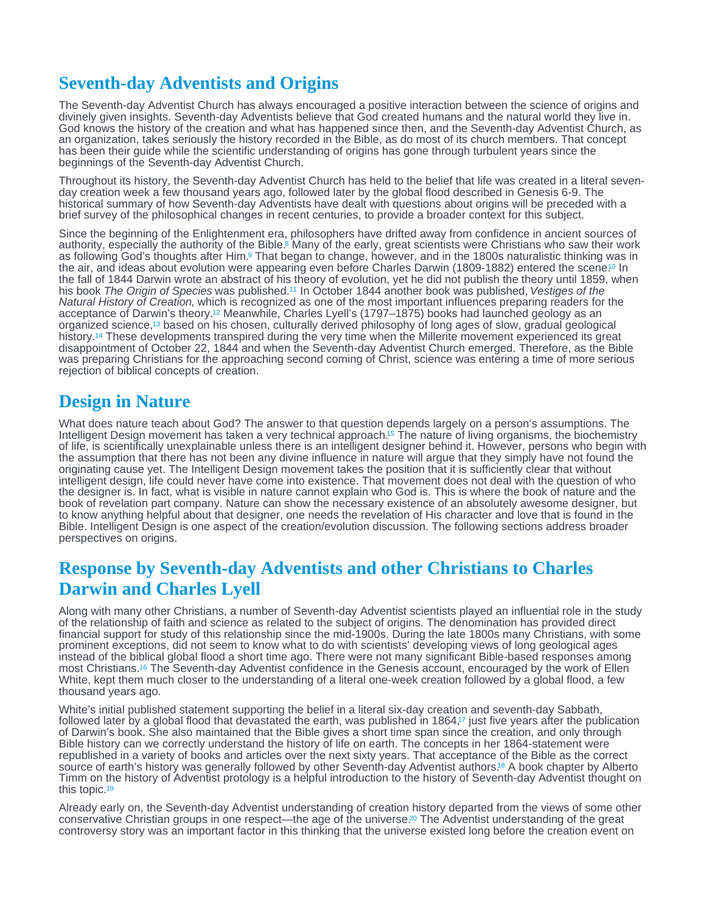## Seventh-day Adventists and Origins

The Seventh-day Adventist Church has always encouraged a positive interaction between the science of origins and divinely given insights. Seventh-day Adventists believe that God created humans and the natural world they live in. God knows the history of the creation and what has happened since then, and the Seventh-day Adventist Church, as an organization, takes seriously the history recorded in the Bible, as do most of its church members. That concept has been their guide while the scientific understanding of origins has gone through turbulent years since the beginnings of the Seventh-day Adventist Church.

Throughout its history, the Seventh-day Adventist Church has held to the belief that life was created in a literal seven-day creation week a few thousand years ago, followed later by the global flood described in Genesis 6-9. The historical summary of how Seventh-day Adventists have dealt with questions about origins will be preceded with a brief survey of the philosophical changes in recent centuries, to provide a broader context for this subject.

Since the beginning of the Enlightenment era, philosophers have drifted away from confidence in ancient sources of authority, especially the authority of the Bible.[8] Many of the early, great scientists were Christians who saw their work as following God's thoughts after Him.[9] That began to change, however, and in the 1800s naturalistic thinking was in the air, and ideas about evolution were appearing even before Charles Darwin (1809-1882) entered the scene.[10] In the fall of 1844 Darwin wrote an abstract of his theory of evolution, yet he did not publish the theory until 1859, when his book *The Origin of Species* was published.[11] In October 1844 another book was published, *Vestiges of the Natural History of Creation,* which is recognized as one of the most important influences preparing readers for the acceptance of Darwin's theory.[12] Meanwhile, Charles Lyell's (1797–1875) books had launched geology as an organized science,[13] based on his chosen, culturally derived philosophy of long ages of slow, gradual geological history.[14] These developments transpired during the very time when the Millerite movement experienced its great disappointment of October 22, 1844 and when the Seventh-day Adventist Church emerged. Therefore, as the Bible was preparing Christians for the approaching second coming of Christ, science was entering a time of more serious rejection of biblical concepts of creation.

## Design in Nature

What does nature teach about God? The answer to that question depends largely on a person's assumptions. The Intelligent Design movement has taken a very technical approach.[15] The nature of living organisms, the biochemistry of life, is scientifically unexplainable unless there is an intelligent designer behind it. However, persons who begin with the assumption that there has not been any divine influence in nature will argue that they simply have not found the originating cause yet. The Intelligent Design movement takes the position that it is sufficiently clear that without intelligent design, life could never have come into existence. That movement does not deal with the question of who the designer is. In fact, what is visible in nature cannot explain who God is. This is where the book of nature and the book of revelation part company. Nature can show the necessary existence of an absolutely awesome designer, but to know anything helpful about that designer, one needs the revelation of His character and love that is found in the Bible. Intelligent Design is one aspect of the creation/evolution discussion. The following sections address broader perspectives on origins.

## Response by Seventh-day Adventists and other Christians to Charles Darwin and Charles Lyell

Along with many other Christians, a number of Seventh-day Adventist scientists played an influential role in the study of the relationship of faith and science as related to the subject of origins. The denomination has provided direct financial support for study of this relationship since the mid-1900s. During the late 1800s many Christians, with some prominent exceptions, did not seem to know what to do with scientists' developing views of long geological ages instead of the biblical global flood a short time ago. There were not many significant Bible-based responses among most Christians.[16] The Seventh-day Adventist confidence in the Genesis account, encouraged by the work of Ellen White, kept them much closer to the understanding of a literal one-week creation followed by a global flood, a few thousand years ago.

White's initial published statement supporting the belief in a literal six-day creation and seventh-day Sabbath, followed later by a global flood that devastated the earth, was published in 1864,[17] just five years after the publication of Darwin's book. She also maintained that the Bible gives a short time span since the creation, and only through Bible history can we correctly understand the history of life on earth. The concepts in her 1864-statement were republished in a variety of books and articles over the next sixty years. That acceptance of the Bible as the correct source of earth's history was generally followed by other Seventh-day Adventist authors.[18] A book chapter by Alberto Timm on the history of Adventist protology is a helpful introduction to the history of Seventh-day Adventist thought on this topic.[19]

Already early on, the Seventh-day Adventist understanding of creation history departed from the views of some other conservative Christian groups in one respect—the age of the universe.[20] The Adventist understanding of the great controversy story was an important factor in this thinking that the universe existed long before the creation event on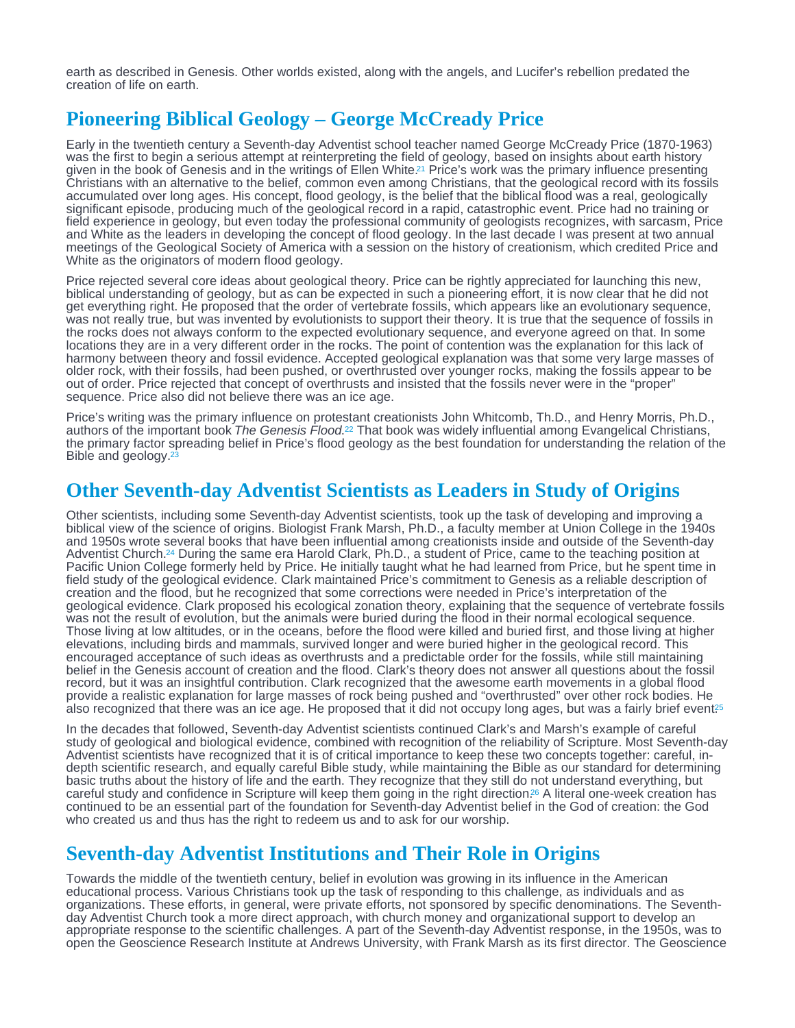earth as described in Genesis. Other worlds existed, along with the angels, and Lucifer's rebellion predated the creation of life on earth.

## Pioneering Biblical Geology – George McCready Price

Early in the twentieth century a Seventh-day Adventist school teacher named George McCready Price (1870-1963) was the first to begin a serious attempt at reinterpreting the field of geology, based on insights about earth history given in the book of Genesis and in the writings of Ellen White.[21] Price's work was the primary influence presenting Christians with an alternative to the belief, common even among Christians, that the geological record with its fossils accumulated over long ages. His concept, flood geology, is the belief that the biblical flood was a real, geologically significant episode, producing much of the geological record in a rapid, catastrophic event. Price had no training or field experience in geology, but even today the professional community of geologists recognizes, with sarcasm, Price and White as the leaders in developing the concept of flood geology. In the last decade I was present at two annual meetings of the Geological Society of America with a session on the history of creationism, which credited Price and White as the originators of modern flood geology.

Price rejected several core ideas about geological theory. Price can be rightly appreciated for launching this new, biblical understanding of geology, but as can be expected in such a pioneering effort, it is now clear that he did not get everything right. He proposed that the order of vertebrate fossils, which appears like an evolutionary sequence, was not really true, but was invented by evolutionists to support their theory. It is true that the sequence of fossils in the rocks does not always conform to the expected evolutionary sequence, and everyone agreed on that. In some locations they are in a very different order in the rocks. The point of contention was the explanation for this lack of harmony between theory and fossil evidence. Accepted geological explanation was that some very large masses of older rock, with their fossils, had been pushed, or overthrusted over younger rocks, making the fossils appear to be out of order. Price rejected that concept of overthrusts and insisted that the fossils never were in the "proper" sequence. Price also did not believe there was an ice age.

Price's writing was the primary influence on protestant creationists John Whitcomb, Th.D., and Henry Morris, Ph.D., authors of the important book *The Genesis Flood.*[22] That book was widely influential among Evangelical Christians, the primary factor spreading belief in Price's flood geology as the best foundation for understanding the relation of the Bible and geology.[23]

## Other Seventh-day Adventist Scientists as Leaders in Study of Origins

Other scientists, including some Seventh-day Adventist scientists, took up the task of developing and improving a biblical view of the science of origins. Biologist Frank Marsh, Ph.D., a faculty member at Union College in the 1940s and 1950s wrote several books that have been influential among creationists inside and outside of the Seventh-day Adventist Church.[24] During the same era Harold Clark, Ph.D., a student of Price, came to the teaching position at Pacific Union College formerly held by Price. He initially taught what he had learned from Price, but he spent time in field study of the geological evidence. Clark maintained Price's commitment to Genesis as a reliable description of creation and the flood, but he recognized that some corrections were needed in Price's interpretation of the geological evidence. Clark proposed his ecological zonation theory, explaining that the sequence of vertebrate fossils was not the result of evolution, but the animals were buried during the flood in their normal ecological sequence. Those living at low altitudes, or in the oceans, before the flood were killed and buried first, and those living at higher elevations, including birds and mammals, survived longer and were buried higher in the geological record. This encouraged acceptance of such ideas as overthrusts and a predictable order for the fossils, while still maintaining belief in the Genesis account of creation and the flood. Clark's theory does not answer all questions about the fossil record, but it was an insightful contribution. Clark recognized that the awesome earth movements in a global flood provide a realistic explanation for large masses of rock being pushed and "overthrusted" over other rock bodies. He also recognized that there was an ice age. He proposed that it did not occupy long ages, but was a fairly brief event.[25]

In the decades that followed, Seventh-day Adventist scientists continued Clark's and Marsh's example of careful study of geological and biological evidence, combined with recognition of the reliability of Scripture. Most Seventh-day Adventist scientists have recognized that it is of critical importance to keep these two concepts together: careful, in-depth scientific research, and equally careful Bible study, while maintaining the Bible as our standard for determining basic truths about the history of life and the earth. They recognize that they still do not understand everything, but careful study and confidence in Scripture will keep them going in the right direction.[26] A literal one-week creation has continued to be an essential part of the foundation for Seventh-day Adventist belief in the God of creation: the God who created us and thus has the right to redeem us and to ask for our worship.

## Seventh-day Adventist Institutions and Their Role in Origins

Towards the middle of the twentieth century, belief in evolution was growing in its influence in the American educational process. Various Christians took up the task of responding to this challenge, as individuals and as organizations. These efforts, in general, were private efforts, not sponsored by specific denominations. The Seventh-day Adventist Church took a more direct approach, with church money and organizational support to develop an appropriate response to the scientific challenges. A part of the Seventh-day Adventist response, in the 1950s, was to open the Geoscience Research Institute at Andrews University, with Frank Marsh as its first director. The Geoscience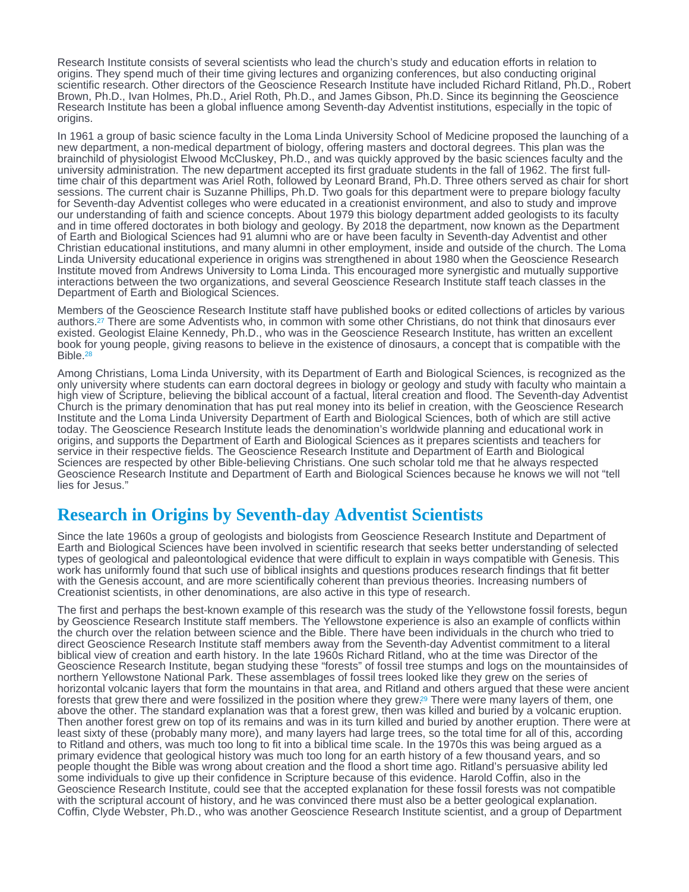Research Institute consists of several scientists who lead the church's study and education efforts in relation to origins. They spend much of their time giving lectures and organizing conferences, but also conducting original scientific research. Other directors of the Geoscience Research Institute have included Richard Ritland, Ph.D., Robert Brown, Ph.D., Ivan Holmes, Ph.D., Ariel Roth, Ph.D., and James Gibson, Ph.D. Since its beginning the Geoscience Research Institute has been a global influence among Seventh-day Adventist institutions, especially in the topic of origins.

In 1961 a group of basic science faculty in the Loma Linda University School of Medicine proposed the launching of a new department, a non-medical department of biology, offering masters and doctoral degrees. This plan was the brainchild of physiologist Elwood McCluskey, Ph.D., and was quickly approved by the basic sciences faculty and the university administration. The new department accepted its first graduate students in the fall of 1962. The first full-time chair of this department was Ariel Roth, followed by Leonard Brand, Ph.D. Three others served as chair for short sessions. The current chair is Suzanne Phillips, Ph.D. Two goals for this department were to prepare biology faculty for Seventh-day Adventist colleges who were educated in a creationist environment, and also to study and improve our understanding of faith and science concepts. About 1979 this biology department added geologists to its faculty and in time offered doctorates in both biology and geology. By 2018 the department, now known as the Department of Earth and Biological Sciences had 91 alumni who are or have been faculty in Seventh-day Adventist and other Christian educational institutions, and many alumni in other employment, inside and outside of the church. The Loma Linda University educational experience in origins was strengthened in about 1980 when the Geoscience Research Institute moved from Andrews University to Loma Linda. This encouraged more synergistic and mutually supportive interactions between the two organizations, and several Geoscience Research Institute staff teach classes in the Department of Earth and Biological Sciences.

Members of the Geoscience Research Institute staff have published books or edited collections of articles by various authors.[27] There are some Adventists who, in common with some other Christians, do not think that dinosaurs ever existed. Geologist Elaine Kennedy, Ph.D., who was in the Geoscience Research Institute, has written an excellent book for young people, giving reasons to believe in the existence of dinosaurs, a concept that is compatible with the Bible.[28]

Among Christians, Loma Linda University, with its Department of Earth and Biological Sciences, is recognized as the only university where students can earn doctoral degrees in biology or geology and study with faculty who maintain a high view of Scripture, believing the biblical account of a factual, literal creation and flood. The Seventh-day Adventist Church is the primary denomination that has put real money into its belief in creation, with the Geoscience Research Institute and the Loma Linda University Department of Earth and Biological Sciences, both of which are still active today. The Geoscience Research Institute leads the denomination's worldwide planning and educational work in origins, and supports the Department of Earth and Biological Sciences as it prepares scientists and teachers for service in their respective fields. The Geoscience Research Institute and Department of Earth and Biological Sciences are respected by other Bible-believing Christians. One such scholar told me that he always respected Geoscience Research Institute and Department of Earth and Biological Sciences because he knows we will not "tell lies for Jesus."

## Research in Origins by Seventh-day Adventist Scientists

Since the late 1960s a group of geologists and biologists from Geoscience Research Institute and Department of Earth and Biological Sciences have been involved in scientific research that seeks better understanding of selected types of geological and paleontological evidence that were difficult to explain in ways compatible with Genesis. This work has uniformly found that such use of biblical insights and questions produces research findings that fit better with the Genesis account, and are more scientifically coherent than previous theories. Increasing numbers of Creationist scientists, in other denominations, are also active in this type of research.

The first and perhaps the best-known example of this research was the study of the Yellowstone fossil forests, begun by Geoscience Research Institute staff members. The Yellowstone experience is also an example of conflicts within the church over the relation between science and the Bible. There have been individuals in the church who tried to direct Geoscience Research Institute staff members away from the Seventh-day Adventist commitment to a literal biblical view of creation and earth history. In the late 1960s Richard Ritland, who at the time was Director of the Geoscience Research Institute, began studying these "forests" of fossil tree stumps and logs on the mountainsides of northern Yellowstone National Park. These assemblages of fossil trees looked like they grew on the series of horizontal volcanic layers that form the mountains in that area, and Ritland and others argued that these were ancient forests that grew there and were fossilized in the position where they grew.[29] There were many layers of them, one above the other. The standard explanation was that a forest grew, then was killed and buried by a volcanic eruption. Then another forest grew on top of its remains and was in its turn killed and buried by another eruption. There were at least sixty of these (probably many more), and many layers had large trees, so the total time for all of this, according to Ritland and others, was much too long to fit into a biblical time scale. In the 1970s this was being argued as a primary evidence that geological history was much too long for an earth history of a few thousand years, and so people thought the Bible was wrong about creation and the flood a short time ago. Ritland's persuasive ability led some individuals to give up their confidence in Scripture because of this evidence. Harold Coffin, also in the Geoscience Research Institute, could see that the accepted explanation for these fossil forests was not compatible with the scriptural account of history, and he was convinced there must also be a better geological explanation. Coffin, Clyde Webster, Ph.D., who was another Geoscience Research Institute scientist, and a group of Department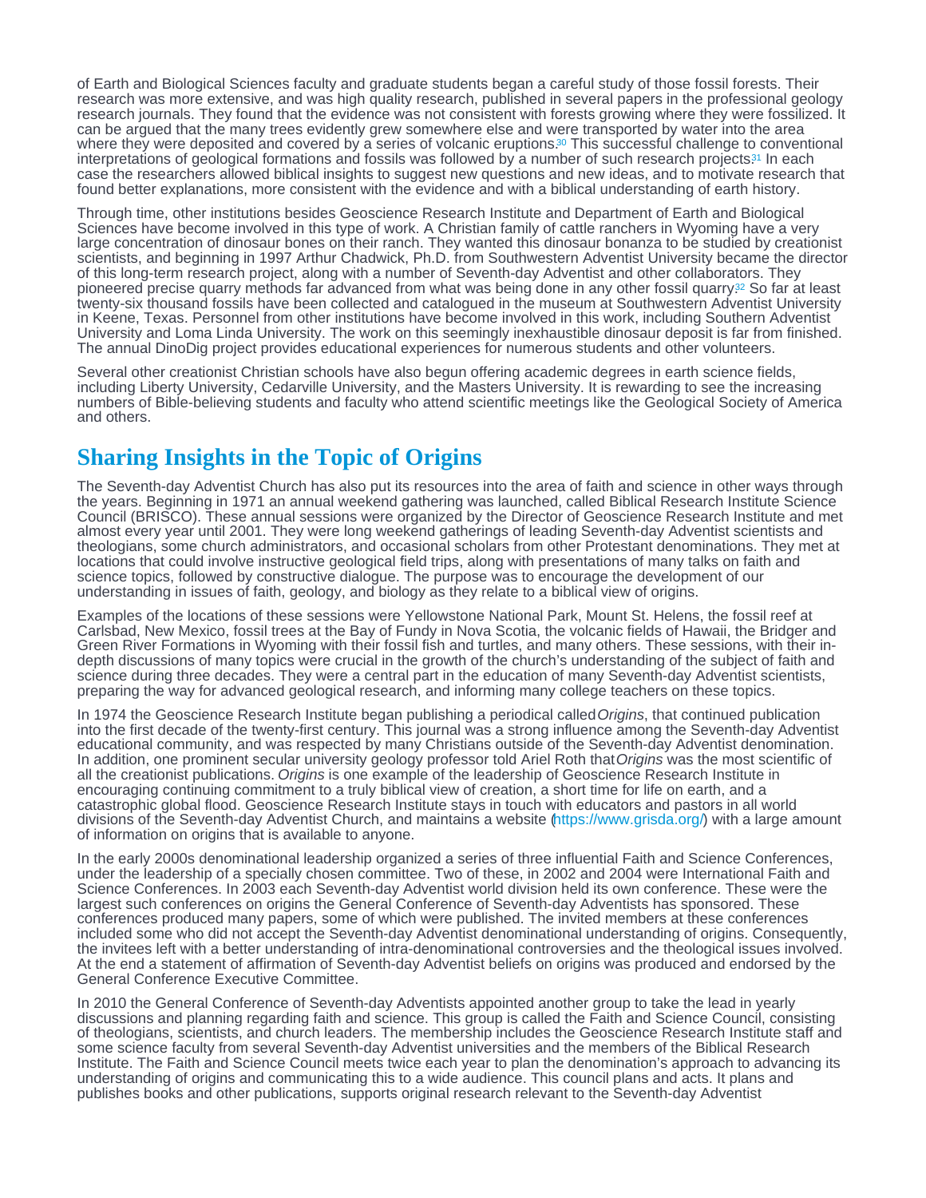of Earth and Biological Sciences faculty and graduate students began a careful study of those fossil forests. Their research was more extensive, and was high quality research, published in several papers in the professional geology research journals. They found that the evidence was not consistent with forests growing where they were fossilized. It can be argued that the many trees evidently grew somewhere else and were transported by water into the area where they were deposited and covered by a series of volcanic eruptions.[30] This successful challenge to conventional interpretations of geological formations and fossils was followed by a number of such research projects.[31] In each case the researchers allowed biblical insights to suggest new questions and new ideas, and to motivate research that found better explanations, more consistent with the evidence and with a biblical understanding of earth history.

Through time, other institutions besides Geoscience Research Institute and Department of Earth and Biological Sciences have become involved in this type of work. A Christian family of cattle ranchers in Wyoming have a very large concentration of dinosaur bones on their ranch. They wanted this dinosaur bonanza to be studied by creationist scientists, and beginning in 1997 Arthur Chadwick, Ph.D. from Southwestern Adventist University became the director of this long-term research project, along with a number of Seventh-day Adventist and other collaborators. They pioneered precise quarry methods far advanced from what was being done in any other fossil quarry.[32] So far at least twenty-six thousand fossils have been collected and catalogued in the museum at Southwestern Adventist University in Keene, Texas. Personnel from other institutions have become involved in this work, including Southern Adventist University and Loma Linda University. The work on this seemingly inexhaustible dinosaur deposit is far from finished. The annual DinoDig project provides educational experiences for numerous students and other volunteers.

Several other creationist Christian schools have also begun offering academic degrees in earth science fields, including Liberty University, Cedarville University, and the Masters University. It is rewarding to see the increasing numbers of Bible-believing students and faculty who attend scientific meetings like the Geological Society of America and others.

## Sharing Insights in the Topic of Origins

The Seventh-day Adventist Church has also put its resources into the area of faith and science in other ways through the years. Beginning in 1971 an annual weekend gathering was launched, called Biblical Research Institute Science Council (BRISCO). These annual sessions were organized by the Director of Geoscience Research Institute and met almost every year until 2001. They were long weekend gatherings of leading Seventh-day Adventist scientists and theologians, some church administrators, and occasional scholars from other Protestant denominations. They met at locations that could involve instructive geological field trips, along with presentations of many talks on faith and science topics, followed by constructive dialogue. The purpose was to encourage the development of our understanding in issues of faith, geology, and biology as they relate to a biblical view of origins.

Examples of the locations of these sessions were Yellowstone National Park, Mount St. Helens, the fossil reef at Carlsbad, New Mexico, fossil trees at the Bay of Fundy in Nova Scotia, the volcanic fields of Hawaii, the Bridger and Green River Formations in Wyoming with their fossil fish and turtles, and many others. These sessions, with their in-depth discussions of many topics were crucial in the growth of the church's understanding of the subject of faith and science during three decades. They were a central part in the education of many Seventh-day Adventist scientists, preparing the way for advanced geological research, and informing many college teachers on these topics.

In 1974 the Geoscience Research Institute began publishing a periodical called *Origins*, that continued publication into the first decade of the twenty-first century. This journal was a strong influence among the Seventh-day Adventist educational community, and was respected by many Christians outside of the Seventh-day Adventist denomination. In addition, one prominent secular university geology professor told Ariel Roth that *Origins* was the most scientific of all the creationist publications. *Origins* is one example of the leadership of Geoscience Research Institute in encouraging continuing commitment to a truly biblical view of creation, a short time for life on earth, and a catastrophic global flood. Geoscience Research Institute stays in touch with educators and pastors in all world divisions of the Seventh-day Adventist Church, and maintains a website (https://www.grisda.org/) with a large amount of information on origins that is available to anyone.

In the early 2000s denominational leadership organized a series of three influential Faith and Science Conferences, under the leadership of a specially chosen committee. Two of these, in 2002 and 2004 were International Faith and Science Conferences. In 2003 each Seventh-day Adventist world division held its own conference. These were the largest such conferences on origins the General Conference of Seventh-day Adventists has sponsored. These conferences produced many papers, some of which were published. The invited members at these conferences included some who did not accept the Seventh-day Adventist denominational understanding of origins. Consequently, the invitees left with a better understanding of intra-denominational controversies and the theological issues involved. At the end a statement of affirmation of Seventh-day Adventist beliefs on origins was produced and endorsed by the General Conference Executive Committee.

In 2010 the General Conference of Seventh-day Adventists appointed another group to take the lead in yearly discussions and planning regarding faith and science. This group is called the Faith and Science Council, consisting of theologians, scientists, and church leaders. The membership includes the Geoscience Research Institute staff and some science faculty from several Seventh-day Adventist universities and the members of the Biblical Research Institute. The Faith and Science Council meets twice each year to plan the denomination's approach to advancing its understanding of origins and communicating this to a wide audience. This council plans and acts. It plans and publishes books and other publications, supports original research relevant to the Seventh-day Adventist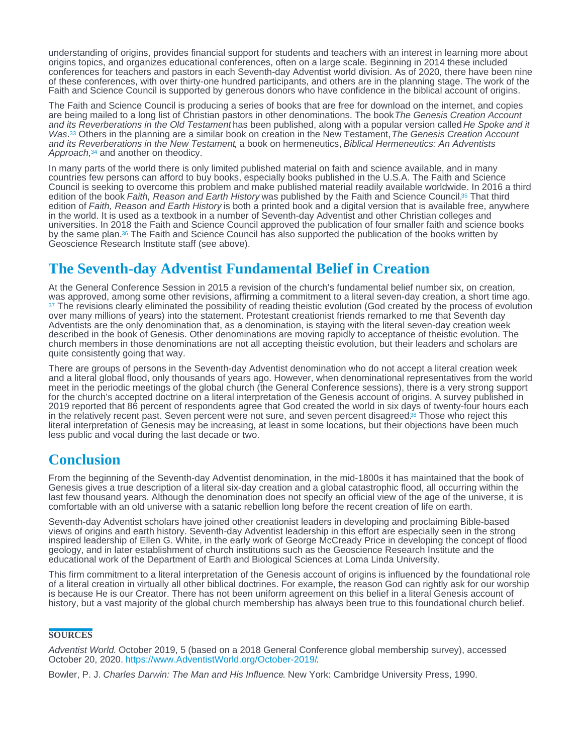understanding of origins, provides financial support for students and teachers with an interest in learning more about origins topics, and organizes educational conferences, often on a large scale. Beginning in 2014 these included conferences for teachers and pastors in each Seventh-day Adventist world division. As of 2020, there have been nine of these conferences, with over thirty-one hundred participants, and others are in the planning stage. The work of the Faith and Science Council is supported by generous donors who have confidence in the biblical account of origins.

The Faith and Science Council is producing a series of books that are free for download on the internet, and copies are being mailed to a long list of Christian pastors in other denominations. The book *The Genesis Creation Account and its Reverberations in the Old Testament* has been published, along with a popular version called *He Spoke and it Was*.[33] Others in the planning are a similar book on creation in the New Testament, *The Genesis Creation Account and its Reverberations in the New Testament*, a book on hermeneutics, *Biblical Hermeneutics: An Adventists Approach*,[34] and another on theodicy.

In many parts of the world there is only limited published material on faith and science available, and in many countries few persons can afford to buy books, especially books published in the U.S.A. The Faith and Science Council is seeking to overcome this problem and make published material readily available worldwide. In 2016 a third edition of the book *Faith, Reason and Earth History* was published by the Faith and Science Council.[35] That third edition of *Faith, Reason and Earth History* is both a printed book and a digital version that is available free, anywhere in the world. It is used as a textbook in a number of Seventh-day Adventist and other Christian colleges and universities. In 2018 the Faith and Science Council approved the publication of four smaller faith and science books by the same plan.[36] The Faith and Science Council has also supported the publication of the books written by Geoscience Research Institute staff (see above).

## The Seventh-day Adventist Fundamental Belief in Creation

At the General Conference Session in 2015 a revision of the church's fundamental belief number six, on creation, was approved, among some other revisions, affirming a commitment to a literal seven-day creation, a short time ago.[37] The revisions clearly eliminated the possibility of reading theistic evolution (God created by the process of evolution over many millions of years) into the statement. Protestant creationist friends remarked to me that Seventh day Adventists are the only denomination that, as a denomination, is staying with the literal seven-day creation week described in the book of Genesis. Other denominations are moving rapidly to acceptance of theistic evolution. The church members in those denominations are not all accepting theistic evolution, but their leaders and scholars are quite consistently going that way.

There are groups of persons in the Seventh-day Adventist denomination who do not accept a literal creation week and a literal global flood, only thousands of years ago. However, when denominational representatives from the world meet in the periodic meetings of the global church (the General Conference sessions), there is a very strong support for the church's accepted doctrine on a literal interpretation of the Genesis account of origins. A survey published in 2019 reported that 86 percent of respondents agree that God created the world in six days of twenty-four hours each in the relatively recent past. Seven percent were not sure, and seven percent disagreed.[38] Those who reject this literal interpretation of Genesis may be increasing, at least in some locations, but their objections have been much less public and vocal during the last decade or two.

## Conclusion

From the beginning of the Seventh-day Adventist denomination, in the mid-1800s it has maintained that the book of Genesis gives a true description of a literal six-day creation and a global catastrophic flood, all occurring within the last few thousand years. Although the denomination does not specify an official view of the age of the universe, it is comfortable with an old universe with a satanic rebellion long before the recent creation of life on earth.

Seventh-day Adventist scholars have joined other creationist leaders in developing and proclaiming Bible-based views of origins and earth history. Seventh-day Adventist leadership in this effort are especially seen in the strong inspired leadership of Ellen G. White, in the early work of George McCready Price in developing the concept of flood geology, and in later establishment of church institutions such as the Geoscience Research Institute and the educational work of the Department of Earth and Biological Sciences at Loma Linda University.

This firm commitment to a literal interpretation of the Genesis account of origins is influenced by the foundational role of a literal creation in virtually all other biblical doctrines. For example, the reason God can rightly ask for our worship is because He is our Creator. There has not been uniform agreement on this belief in a literal Genesis account of history, but a vast majority of the global church membership has always been true to this foundational church belief.

### SOURCES

*Adventist World*. October 2019, 5 (based on a 2018 General Conference global membership survey), accessed October 20, 2020. https://www.AdventistWorld.org/October-2019/.

Bowler, P. J. *Charles Darwin: The Man and His Influence*. New York: Cambridge University Press, 1990.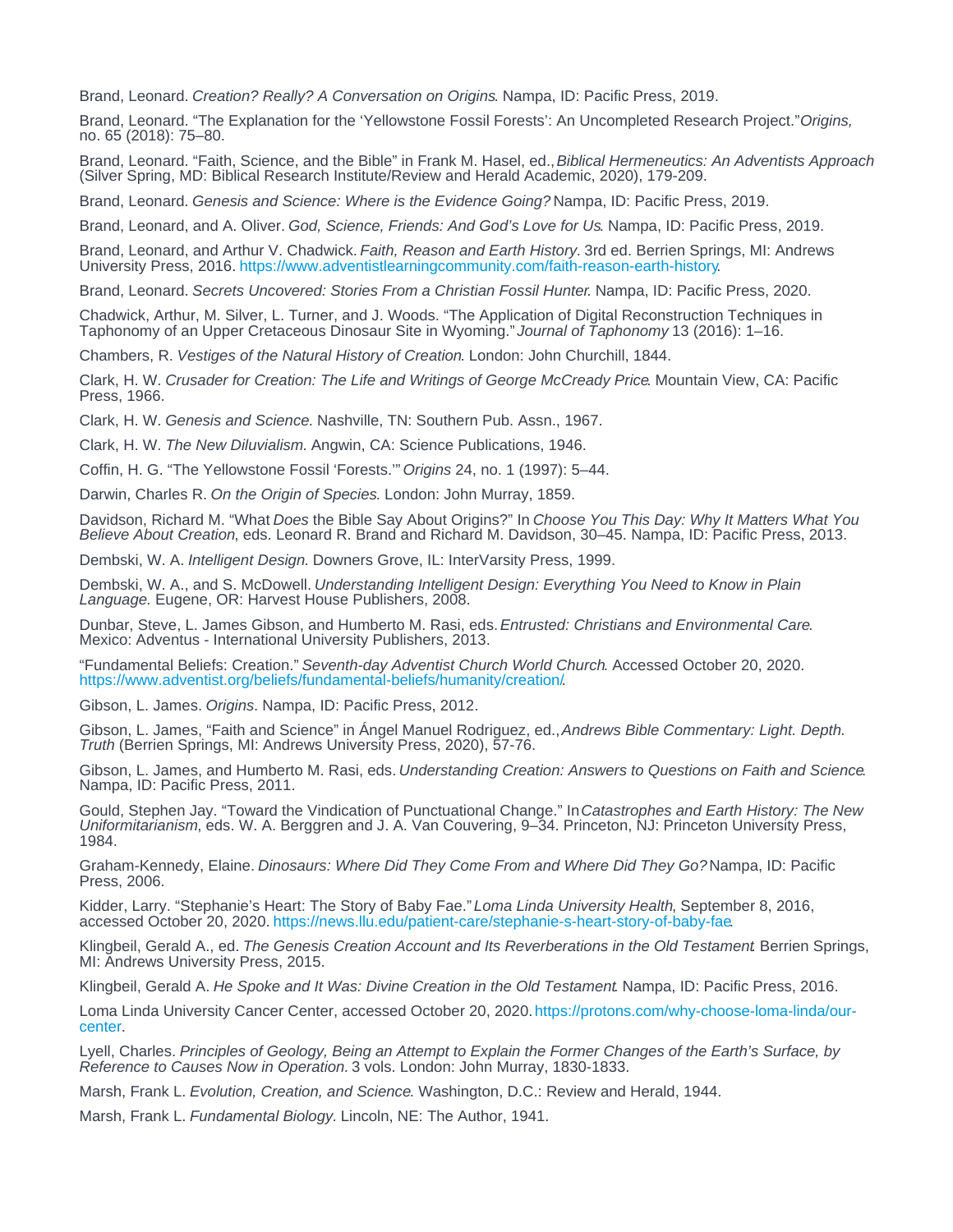Brand, Leonard. *Creation? Really? A Conversation on Origins*. Nampa, ID: Pacific Press, 2019.

Brand, Leonard. "The Explanation for the 'Yellowstone Fossil Forests': An Uncompleted Research Project."*Origins,* no. 65 (2018): 75–80.

Brand, Leonard. "Faith, Science, and the Bible" in Frank M. Hasel, ed.,*Biblical Hermeneutics: An Adventists Approach* (Silver Spring, MD: Biblical Research Institute/Review and Herald Academic, 2020), 179-209.

Brand, Leonard. *Genesis and Science: Where is the Evidence Going?* Nampa, ID: Pacific Press, 2019.

Brand, Leonard, and A. Oliver. *God, Science, Friends: And God's Love for Us*. Nampa, ID: Pacific Press, 2019.

Brand, Leonard, and Arthur V. Chadwick. *Faith, Reason and Earth History*. 3rd ed. Berrien Springs, MI: Andrews University Press, 2016. https://www.adventistlearningcommunity.com/faith-reason-earth-history.

Brand, Leonard. *Secrets Uncovered: Stories From a Christian Fossil Hunter*. Nampa, ID: Pacific Press, 2020.

Chadwick, Arthur, M. Silver, L. Turner, and J. Woods. "The Application of Digital Reconstruction Techniques in Taphonomy of an Upper Cretaceous Dinosaur Site in Wyoming." *Journal of Taphonomy* 13 (2016): 1–16.

Chambers, R. *Vestiges of the Natural History of Creation*. London: John Churchill, 1844.

Clark, H. W. *Crusader for Creation: The Life and Writings of George McCready Price*. Mountain View, CA: Pacific Press, 1966.

Clark, H. W. *Genesis and Science*. Nashville, TN: Southern Pub. Assn., 1967.

Clark, H. W. *The New Diluvialism*. Angwin, CA: Science Publications, 1946.

Coffin, H. G. "The Yellowstone Fossil 'Forests.'" *Origins* 24, no. 1 (1997): 5–44.

Darwin, Charles R. *On the Origin of Species.* London: John Murray, 1859.

Davidson, Richard M. "What *Does* the Bible Say About Origins?" In *Choose You This Day: Why It Matters What You Believe About Creation*, eds. Leonard R. Brand and Richard M. Davidson, 30–45. Nampa, ID: Pacific Press, 2013.

Dembski, W. A. *Intelligent Design*. Downers Grove, IL: InterVarsity Press, 1999.

Dembski, W. A., and S. McDowell. *Understanding Intelligent Design: Everything You Need to Know in Plain Language.* Eugene, OR: Harvest House Publishers, 2008.

Dunbar, Steve, L. James Gibson, and Humberto M. Rasi, eds. *Entrusted: Christians and Environmental Care*. Mexico: Adventus - International University Publishers, 2013.

"Fundamental Beliefs: Creation." *Seventh-day Adventist Church World Church*. Accessed October 20, 2020. https://www.adventist.org/beliefs/fundamental-beliefs/humanity/creation/.

Gibson, L. James. *Origins*. Nampa, ID: Pacific Press, 2012.

Gibson, L. James, "Faith and Science" in Ángel Manuel Rodriguez, ed.,*Andrews Bible Commentary: Light. Depth. Truth* (Berrien Springs, MI: Andrews University Press, 2020), 57-76.

Gibson, L. James, and Humberto M. Rasi, eds. *Understanding Creation: Answers to Questions on Faith and Science*. Nampa, ID: Pacific Press, 2011.

Gould, Stephen Jay. "Toward the Vindication of Punctuational Change." In *Catastrophes and Earth History: The New Uniformitarianism*, eds. W. A. Berggren and J. A. Van Couvering, 9–34. Princeton, NJ: Princeton University Press, 1984.

Graham-Kennedy, Elaine. *Dinosaurs: Where Did They Come From and Where Did They Go?* Nampa, ID: Pacific Press, 2006.

Kidder, Larry. "Stephanie's Heart: The Story of Baby Fae." *Loma Linda University Health*, September 8, 2016, accessed October 20, 2020. https://news.llu.edu/patient-care/stephanie-s-heart-story-of-baby-fae.

Klingbeil, Gerald A., ed. *The Genesis Creation Account and Its Reverberations in the Old Testament*. Berrien Springs, MI: Andrews University Press, 2015.

Klingbeil, Gerald A. *He Spoke and It Was: Divine Creation in the Old Testament*. Nampa, ID: Pacific Press, 2016.

Loma Linda University Cancer Center, accessed October 20, 2020. https://protons.com/why-choose-loma-linda/our-center.

Lyell, Charles. *Principles of Geology, Being an Attempt to Explain the Former Changes of the Earth's Surface, by Reference to Causes Now in Operation.* 3 vols. London: John Murray, 1830-1833.

Marsh, Frank L. *Evolution, Creation, and Science*. Washington, D.C.: Review and Herald, 1944.

Marsh, Frank L. *Fundamental Biology.* Lincoln, NE: The Author, 1941.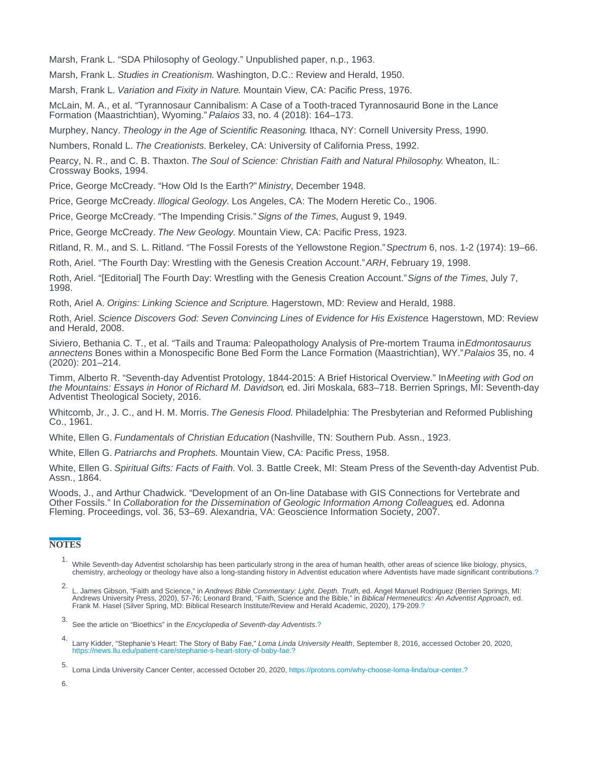Marsh, Frank L. “SDA Philosophy of Geology.” Unpublished paper, n.p., 1963.

Marsh, Frank L. *Studies in Creationism*. Washington, D.C.: Review and Herald, 1950.

Marsh, Frank L. *Variation and Fixity in Nature*. Mountain View, CA: Pacific Press, 1976.

McLain, M. A., et al. “Tyrannosaur Cannibalism: A Case of a Tooth-traced Tyrannosaurid Bone in the Lance Formation (Maastrichtian), Wyoming.” *Palaios* 33, no. 4 (2018): 164–173.

Murphey, Nancy. *Theology in the Age of Scientific Reasoning*. Ithaca, NY: Cornell University Press, 1990.

Numbers, Ronald L. *The Creationists*. Berkeley, CA: University of California Press, 1992.

Pearcy, N. R., and C. B. Thaxton. *The Soul of Science: Christian Faith and Natural Philosophy*. Wheaton, IL: Crossway Books, 1994.

Price, George McCready. “How Old Is the Earth?” *Ministry*, December 1948.

Price, George McCready. *Illogical Geology*. Los Angeles, CA: The Modern Heretic Co., 1906.

Price, George McCready. “The Impending Crisis.” *Signs of the Times*, August 9, 1949.

Price, George McCready. *The New Geology*. Mountain View, CA: Pacific Press, 1923.

Ritland, R. M., and S. L. Ritland. “The Fossil Forests of the Yellowstone Region.” *Spectrum* 6, nos. 1-2 (1974): 19–66.

Roth, Ariel. “The Fourth Day: Wrestling with the Genesis Creation Account.” *ARH*, February 19, 1998.

Roth, Ariel. “[Editorial] The Fourth Day: Wrestling with the Genesis Creation Account.” *Signs of the Times*, July 7, 1998.

Roth, Ariel A. *Origins: Linking Science and Scripture*. Hagerstown, MD: Review and Herald, 1988.

Roth, Ariel. *Science Discovers God: Seven Convincing Lines of Evidence for His Existence*. Hagerstown, MD: Review and Herald, 2008.

Siviero, Bethania C. T., et al. “Tails and Trauma: Paleopathology Analysis of Pre-mortem Trauma in *Edmontosaurus annectens* Bones within a Monospecific Bone Bed Form the Lance Formation (Maastrichtian), WY.” *Palaios* 35, no. 4 (2020): 201–214.

Timm, Alberto R. “Seventh-day Adventist Protology, 1844-2015: A Brief Historical Overview.” In *Meeting with God on the Mountains: Essays in Honor of Richard M. Davidson*, ed. Jiri Moskala, 683–718. Berrien Springs, MI: Seventh-day Adventist Theological Society, 2016.

Whitcomb, Jr., J. C., and H. M. Morris. *The Genesis Flood*. Philadelphia: The Presbyterian and Reformed Publishing Co., 1961.

White, Ellen G. *Fundamentals of Christian Education* (Nashville, TN: Southern Pub. Assn., 1923.

White, Ellen G. *Patriarchs and Prophets*. Mountain View, CA: Pacific Press, 1958.

White, Ellen G. *Spiritual Gifts: Facts of Faith*. Vol. 3. Battle Creek, MI: Steam Press of the Seventh-day Adventist Pub. Assn., 1864.

Woods, J., and Arthur Chadwick. “Development of an On-line Database with GIS Connections for Vertebrate and Other Fossils.” In *Collaboration for the Dissemination of Geologic Information Among Colleagues*, ed. Adonna Fleming. Proceedings, vol. 36, 53–69. Alexandria, VA: Geoscience Information Society, 2007.

## NOTES

1. While Seventh-day Adventist scholarship has been particularly strong in the area of human health, other areas of science like biology, physics, chemistry, archeology or theology have also a long-standing history in Adventist education where Adventists have made significant contributions.?

2. L. James Gibson, “Faith and Science,” in *Andrews Bible Commentary: Light. Depth. Truth*, ed. Ángel Manuel Rodriguez (Berrien Springs, MI: Andrews University Press, 2020), 57-76; Leonard Brand, “Faith, Science and the Bible,” in *Biblical Hermeneutics: An Adventist Approach*, ed. Frank M. Hasel (Silver Spring, MD: Biblical Research Institute/Review and Herald Academic, 2020), 179-209.?

3. See the article on “Bioethics” in the *Encyclopedia of Seventh-day Adventists*.?

4. Larry Kidder, “Stephanie’s Heart: The Story of Baby Fae,” *Loma Linda University Health*, September 8, 2016, accessed October 20, 2020, https://news.llu.edu/patient-care/stephanie-s-heart-story-of-baby-fae.?

5. Loma Linda University Cancer Center, accessed October 20, 2020, https://protons.com/why-choose-loma-linda/our-center.?

6.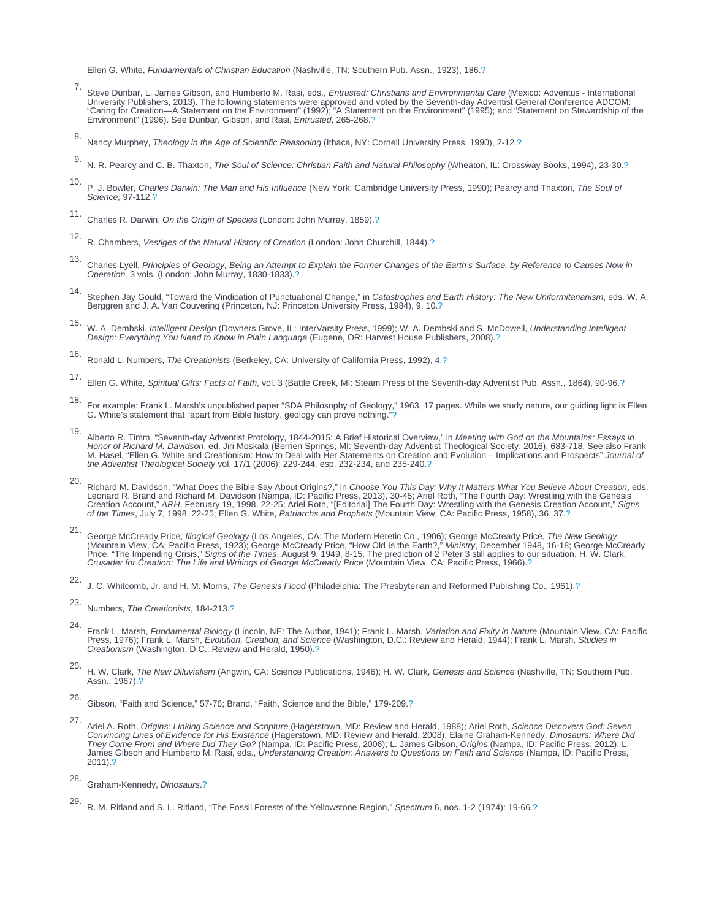Ellen G. White, *Fundamentals of Christian Education* (Nashville, TN: Southern Pub. Assn., 1923), 186.?

7. Steve Dunbar, L. James Gibson, and Humberto M. Rasi, eds., *Entrusted: Christians and Environmental Care* (Mexico: Adventus - International University Publishers, 2013). The following statements were approved and voted by the Seventh-day Adventist General Conference ADCOM: "Caring for Creation—A Statement on the Environment" (1992); "A Statement on the Environment" (1995); and "Statement on Stewardship of the Environment" (1996). See Dunbar, Gibson, and Rasi, *Entrusted*, 265-268.?

8. Nancy Murphey, *Theology in the Age of Scientific Reasoning* (Ithaca, NY: Cornell University Press, 1990), 2-12.?

9. N. R. Pearcy and C. B. Thaxton, *The Soul of Science: Christian Faith and Natural Philosophy* (Wheaton, IL: Crossway Books, 1994), 23-30.?

10. P. J. Bowler, *Charles Darwin: The Man and His Influence* (New York: Cambridge University Press, 1990); Pearcy and Thaxton, *The Soul of Science,* 97-112.?

11. Charles R. Darwin, *On the Origin of Species* (London: John Murray, 1859).?

12. R. Chambers, *Vestiges of the Natural History of Creation* (London: John Churchill, 1844).?

13. Charles Lyell, *Principles of Geology, Being an Attempt to Explain the Former Changes of the Earth's Surface, by Reference to Causes Now in Operation,* 3 vols. (London: John Murray, 1830-1833).?

14. Stephen Jay Gould, "Toward the Vindication of Punctuational Change," in *Catastrophes and Earth History: The New Uniformitarianism*, eds. W. A. Berggren and J. A. Van Couvering (Princeton, NJ: Princeton University Press, 1984), 9, 10.?

15. W. A. Dembski, *Intelligent Design* (Downers Grove, IL: InterVarsity Press, 1999); W. A. Dembski and S. McDowell, *Understanding Intelligent Design: Everything You Need to Know in Plain Language* (Eugene, OR: Harvest House Publishers, 2008).?

16. Ronald L. Numbers, *The Creationists* (Berkeley, CA: University of California Press, 1992), 4.?

17. Ellen G. White, *Spiritual Gifts: Facts of Faith*, vol. 3 (Battle Creek, MI: Steam Press of the Seventh-day Adventist Pub. Assn., 1864), 90-96.?

18. For example: Frank L. Marsh's unpublished paper "SDA Philosophy of Geology," 1963, 17 pages. While we study nature, our guiding light is Ellen G. White's statement that "apart from Bible history, geology can prove nothing."?

19. Alberto R. Timm, "Seventh-day Adventist Protology, 1844-2015: A Brief Historical Overview," in *Meeting with God on the Mountains: Essays in Honor of Richard M. Davidson*, ed. Jiri Moskala (Berrien Springs, MI: Seventh-day Adventist Theological Society, 2016), 683-718. See also Frank M. Hasel, "Ellen G. White and Creationism: How to Deal with Her Statements on Creation and Evolution – Implications and Prospects" *Journal of the Adventist Theological Society* vol. 17/1 (2006): 229-244, esp. 232-234, and 235-240.?

20. Richard M. Davidson, "What *Does* the Bible Say About Origins?," in *Choose You This Day: Why It Matters What You Believe About Creation*, eds. Leonard R. Brand and Richard M. Davidson (Nampa, ID: Pacific Press, 2013), 30-45; Ariel Roth, "The Fourth Day: Wrestling with the Genesis Creation Account," *ARH*, February 19, 1998, 22-25; Ariel Roth, "[Editorial] The Fourth Day: Wrestling with the Genesis Creation Account," *Signs of the Times*, July 7, 1998, 22-25; Ellen G. White, *Patriarchs and Prophets* (Mountain View, CA: Pacific Press, 1958), 36, 37.?

21. George McCready Price, *Illogical Geology* (Los Angeles, CA: The Modern Heretic Co., 1906); George McCready Price, *The New Geology* (Mountain View, CA: Pacific Press, 1923); George McCready Price, "How Old Is the Earth?," *Ministry*, December 1948, 16-18; George McCready Price, "The Impending Crisis," *Signs of the Times*, August 9, 1949, 8-15. The prediction of 2 Peter 3 still applies to our situation. H. W. Clark, *Crusader for Creation: The Life and Writings of George McCready Price* (Mountain View, CA: Pacific Press, 1966).?

22. J. C. Whitcomb, Jr. and H. M. Morris, *The Genesis Flood* (Philadelphia: The Presbyterian and Reformed Publishing Co., 1961).?

23. Numbers, *The Creationists*, 184-213.?

24. Frank L. Marsh, *Fundamental Biology* (Lincoln, NE: The Author, 1941); Frank L. Marsh, *Variation and Fixity in Nature* (Mountain View, CA: Pacific Press, 1976); Frank L. Marsh, *Evolution, Creation, and Science* (Washington, D.C.: Review and Herald, 1944); Frank L. Marsh, *Studies in Creationism* (Washington, D.C.: Review and Herald, 1950).?

25. H. W. Clark, *The New Diluvialism* (Angwin, CA: Science Publications, 1946); H. W. Clark, *Genesis and Science* (Nashville, TN: Southern Pub. Assn., 1967).?

26. Gibson, "Faith and Science," 57-76; Brand, "Faith, Science and the Bible," 179-209.?

27. Ariel A. Roth, *Origins: Linking Science and Scripture* (Hagerstown, MD: Review and Herald, 1988); Ariel Roth, *Science Discovers God: Seven Convincing Lines of Evidence for His Existence* (Hagerstown, MD: Review and Herald, 2008); Elaine Graham-Kennedy, *Dinosaurs: Where Did They Come From and Where Did They Go?* (Nampa, ID: Pacific Press, 2006); L. James Gibson, *Origins* (Nampa, ID: Pacific Press, 2012); L. James Gibson and Humberto M. Rasi, eds., *Understanding Creation: Answers to Questions on Faith and Science* (Nampa, ID: Pacific Press, 2011).?

28. Graham-Kennedy, *Dinosaurs*.?

29. R. M. Ritland and S. L. Ritland, "The Fossil Forests of the Yellowstone Region," *Spectrum* 6, nos. 1-2 (1974): 19-66.?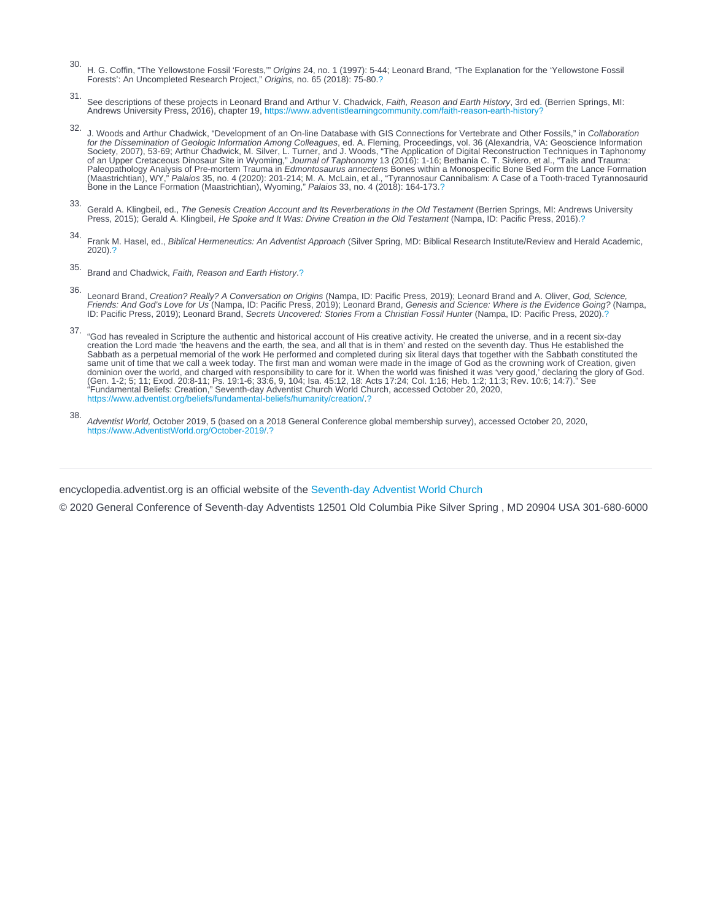30. H. G. Coffin, "The Yellowstone Fossil 'Forests,'" *Origins* 24, no. 1 (1997): 5-44; Leonard Brand, "The Explanation for the 'Yellowstone Fossil Forests': An Uncompleted Research Project," *Origins,* no. 65 (2018): 75-80.?

31. See descriptions of these projects in Leonard Brand and Arthur V. Chadwick, *Faith, Reason and Earth History*, 3rd ed. (Berrien Springs, MI: Andrews University Press, 2016), chapter 19, https://www.adventistlearningcommunity.com/faith-reason-earth-history?

32. J. Woods and Arthur Chadwick, "Development of an On-line Database with GIS Connections for Vertebrate and Other Fossils," in *Collaboration for the Dissemination of Geologic Information Among Colleagues*, ed. A. Fleming, Proceedings, vol. 36 (Alexandria, VA: Geoscience Information Society, 2007), 53-69; Arthur Chadwick, M. Silver, L. Turner, and J. Woods, "The Application of Digital Reconstruction Techniques in Taphonomy of an Upper Cretaceous Dinosaur Site in Wyoming," *Journal of Taphonomy* 13 (2016): 1-16; Bethania C. T. Siviero, et al., "Tails and Trauma: Paleopathology Analysis of Pre-mortem Trauma in *Edmontosaurus annectens* Bones within a Monospecific Bone Bed Form the Lance Formation (Maastrichtian), WY," *Palaios* 35, no. 4 (2020): 201-214; M. A. McLain, et al., "Tyrannosaur Cannibalism: A Case of a Tooth-traced Tyrannosaurid Bone in the Lance Formation (Maastrichtian), Wyoming," *Palaios* 33, no. 4 (2018): 164-173.?

33. Gerald A. Klingbeil, ed., *The Genesis Creation Account and Its Reverberations in the Old Testament* (Berrien Springs, MI: Andrews University Press, 2015); Gerald A. Klingbeil, *He Spoke and It Was: Divine Creation in the Old Testament* (Nampa, ID: Pacific Press, 2016).?

34. Frank M. Hasel, ed., *Biblical Hermeneutics: An Adventist Approach* (Silver Spring, MD: Biblical Research Institute/Review and Herald Academic, 2020).?

35. Brand and Chadwick, *Faith, Reason and Earth History*.?

36. Leonard Brand, *Creation? Really? A Conversation on Origins* (Nampa, ID: Pacific Press, 2019); Leonard Brand and A. Oliver, *God, Science, Friends: And God's Love for Us* (Nampa, ID: Pacific Press, 2019); Leonard Brand, *Genesis and Science: Where is the Evidence Going?* (Nampa, ID: Pacific Press, 2019); Leonard Brand, *Secrets Uncovered: Stories From a Christian Fossil Hunter* (Nampa, ID: Pacific Press, 2020).?

37. "God has revealed in Scripture the authentic and historical account of His creative activity. He created the universe, and in a recent six-day creation the Lord made 'the heavens and the earth, the sea, and all that is in them' and rested on the seventh day. Thus He established the Sabbath as a perpetual memorial of the work He performed and completed during six literal days that together with the Sabbath constituted the same unit of time that we call a week today. The first man and woman were made in the image of God as the crowning work of Creation, given dominion over the world, and charged with responsibility to care for it. When the world was finished it was 'very good,' declaring the glory of God. (Gen. 1-2; 5; 11; Exod. 20:8-11; Ps. 19:1-6; 33:6, 9, 104; Isa. 45:12, 18: Acts 17:24; Col. 1:16; Heb. 1:2; 11:3; Rev. 10:6; 14:7)." See "Fundamental Beliefs: Creation," Seventh-day Adventist Church World Church, accessed October 20, 2020, https://www.adventist.org/beliefs/fundamental-beliefs/humanity/creation/.?

38. *Adventist World,* October 2019, 5 (based on a 2018 General Conference global membership survey), accessed October 20, 2020, https://www.AdventistWorld.org/October-2019/.?

---

encyclopedia.adventist.org is an official website of the Seventh-day Adventist World Church

© 2020 General Conference of Seventh-day Adventists 12501 Old Columbia Pike Silver Spring , MD 20904 USA 301-680-6000